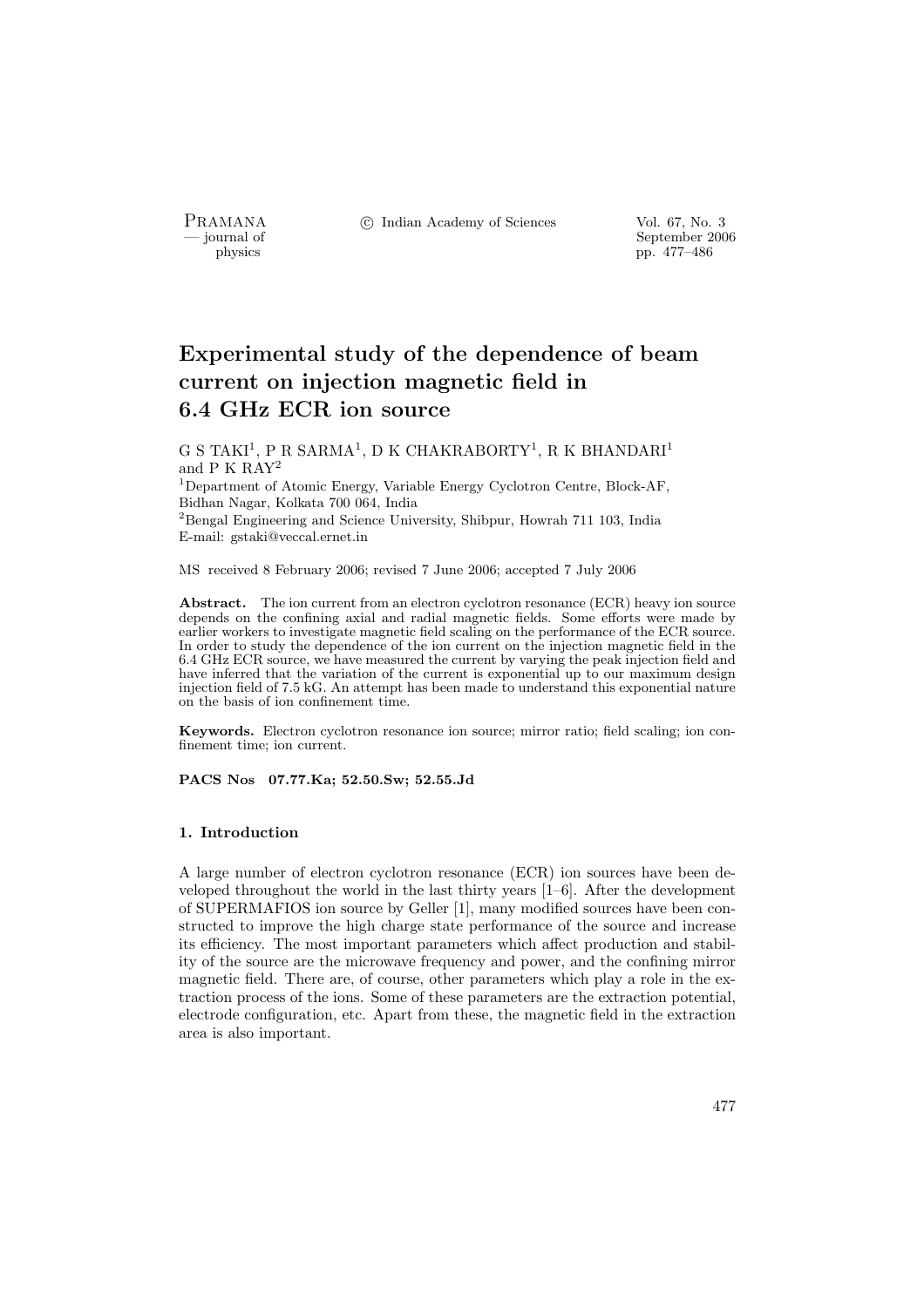# Experimental study of the dependence of beam current on injection magnetic field in 6.4 GHz ECR ion source

G S TAKI[1], P R SARMA[1], D K CHAKRABORTY[1], R K BHANDARI[1] and P K RAY[2]

[1]Department of Atomic Energy, Variable Energy Cyclotron Centre, Block-AF, Bidhan Nagar, Kolkata 700 064, India

[2]Bengal Engineering and Science University, Shibpur, Howrah 711 103, India

E-mail: gstaki@veccal.ernet.in

MS received 8 February 2006; revised 7 June 2006; accepted 7 July 2006

**Abstract.** The ion current from an electron cyclotron resonance (ECR) heavy ion source depends on the confining axial and radial magnetic fields. Some efforts were made by earlier workers to investigate magnetic field scaling on the performance of the ECR source. In order to study the dependence of the ion current on the injection magnetic field in the 6.4 GHz ECR source, we have measured the current by varying the peak injection field and have inferred that the variation of the current is exponential up to our maximum design injection field of 7.5 kG. An attempt has been made to understand this exponential nature on the basis of ion confinement time.

**Keywords.** Electron cyclotron resonance ion source; mirror ratio; field scaling; ion confinement time; ion current.

**PACS Nos 07.77.Ka; 52.50.Sw; 52.55.Jd**

## 1. Introduction

A large number of electron cyclotron resonance (ECR) ion sources have been developed throughout the world in the last thirty years [1–6]. After the development of SUPERMAFIOS ion source by Geller [1], many modified sources have been constructed to improve the high charge state performance of the source and increase its efficiency. The most important parameters which affect production and stability of the source are the microwave frequency and power, and the confining mirror magnetic field. There are, of course, other parameters which play a role in the extraction process of the ions. Some of these parameters are the extraction potential, electrode configuration, etc. Apart from these, the magnetic field in the extraction area is also important.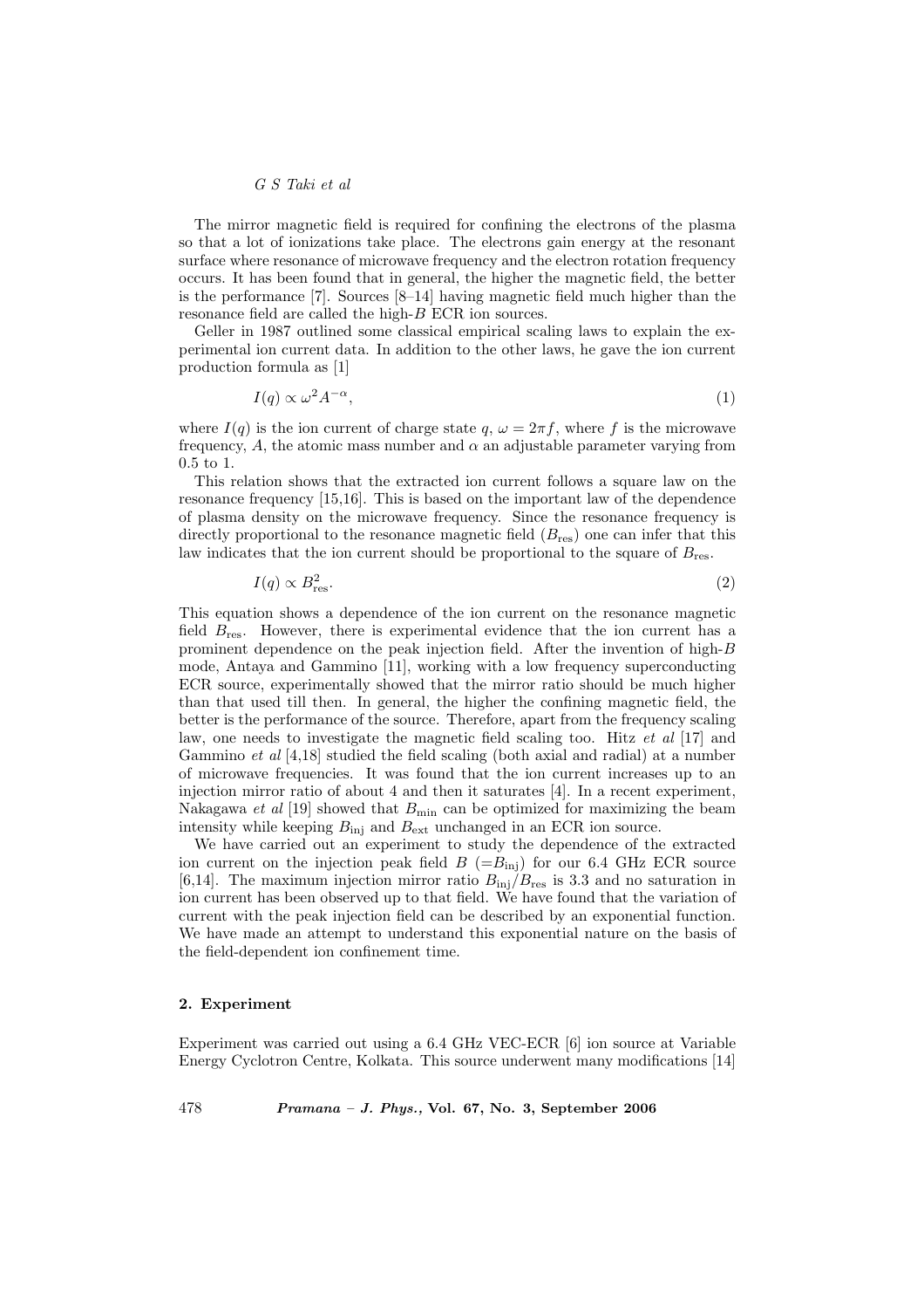The mirror magnetic field is required for confining the electrons of the plasma so that a lot of ionizations take place. The electrons gain energy at the resonant surface where resonance of microwave frequency and the electron rotation frequency occurs. It has been found that in general, the higher the magnetic field, the better is the performance [7]. Sources [8–14] having magnetic field much higher than the resonance field are called the high-$B$ ECR ion sources.

Geller in 1987 outlined some classical empirical scaling laws to explain the experimental ion current data. In addition to the other laws, he gave the ion current production formula as [1]

$$I(q) \propto \omega^2 A^{-\alpha}, \tag{1}$$

where $I(q)$ is the ion current of charge state $q$, $\omega = 2\pi f$, where $f$ is the microwave frequency, $A$, the atomic mass number and $\alpha$ an adjustable parameter varying from 0.5 to 1.

This relation shows that the extracted ion current follows a square law on the resonance frequency [15,16]. This is based on the important law of the dependence of plasma density on the microwave frequency. Since the resonance frequency is directly proportional to the resonance magnetic field ($B_{\text{res}}$) one can infer that this law indicates that the ion current should be proportional to the square of $B_{\text{res}}$.

$$I(q) \propto B_{\text{res}}^2. \tag{2}$$

This equation shows a dependence of the ion current on the resonance magnetic field $B_{\text{res}}$. However, there is experimental evidence that the ion current has a prominent dependence on the peak injection field. After the invention of high-$B$ mode, Antaya and Gammino [11], working with a low frequency superconducting ECR source, experimentally showed that the mirror ratio should be much higher than that used till then. In general, the higher the confining magnetic field, the better is the performance of the source. Therefore, apart from the frequency scaling law, one needs to investigate the magnetic field scaling too. Hitz *et al* [17] and Gammino *et al* [4,18] studied the field scaling (both axial and radial) at a number of microwave frequencies. It was found that the ion current increases up to an injection mirror ratio of about 4 and then it saturates [4]. In a recent experiment, Nakagawa *et al* [19] showed that $B_{\text{min}}$ can be optimized for maximizing the beam intensity while keeping $B_{\text{inj}}$ and $B_{\text{ext}}$ unchanged in an ECR ion source.

We have carried out an experiment to study the dependence of the extracted ion current on the injection peak field $B$ ($=B_{\text{inj}}$) for our 6.4 GHz ECR source [6,14]. The maximum injection mirror ratio $B_{\text{inj}}/B_{\text{res}}$ is 3.3 and no saturation in ion current has been observed up to that field. We have found that the variation of current with the peak injection field can be described by an exponential function. We have made an attempt to understand this exponential nature on the basis of the field-dependent ion confinement time.

## 2. Experiment

Experiment was carried out using a 6.4 GHz VEC-ECR [6] ion source at Variable Energy Cyclotron Centre, Kolkata. This source underwent many modifications [14]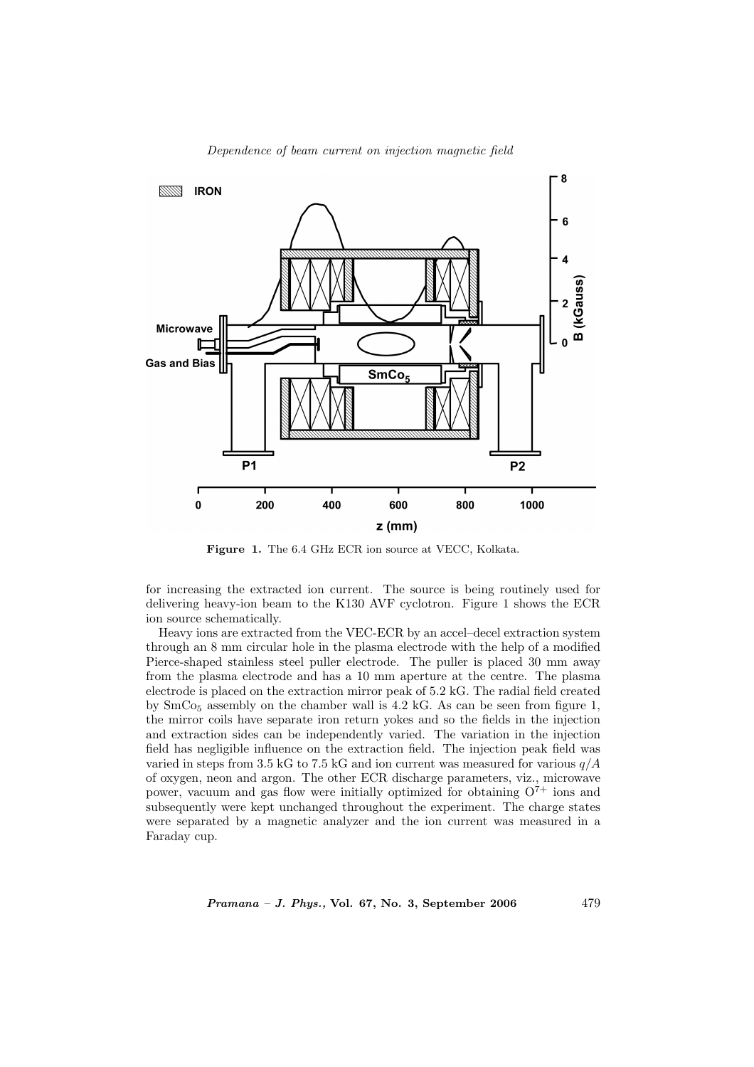Figure 1. The 6.4 GHz ECR ion source at VECC, Kolkata.

for increasing the extracted ion current. The source is being routinely used for delivering heavy-ion beam to the K130 AVF cyclotron. Figure 1 shows the ECR ion source schematically.

Heavy ions are extracted from the VEC-ECR by an accel–decel extraction system through an 8 mm circular hole in the plasma electrode with the help of a modified Pierce-shaped stainless steel puller electrode. The puller is placed 30 mm away from the plasma electrode and has a 10 mm aperture at the centre. The plasma electrode is placed on the extraction mirror peak of 5.2 kG. The radial field created by $SmCo_5$ assembly on the chamber wall is 4.2 kG. As can be seen from figure 1, the mirror coils have separate iron return yokes and so the fields in the injection and extraction sides can be independently varied. The variation in the injection field has negligible influence on the extraction field. The injection peak field was varied in steps from 3.5 kG to 7.5 kG and ion current was measured for various $q/A$ of oxygen, neon and argon. The other ECR discharge parameters, viz., microwave power, vacuum and gas flow were initially optimized for obtaining $O^{7+}$ ions and subsequently were kept unchanged throughout the experiment. The charge states were separated by a magnetic analyzer and the ion current was measured in a Faraday cup.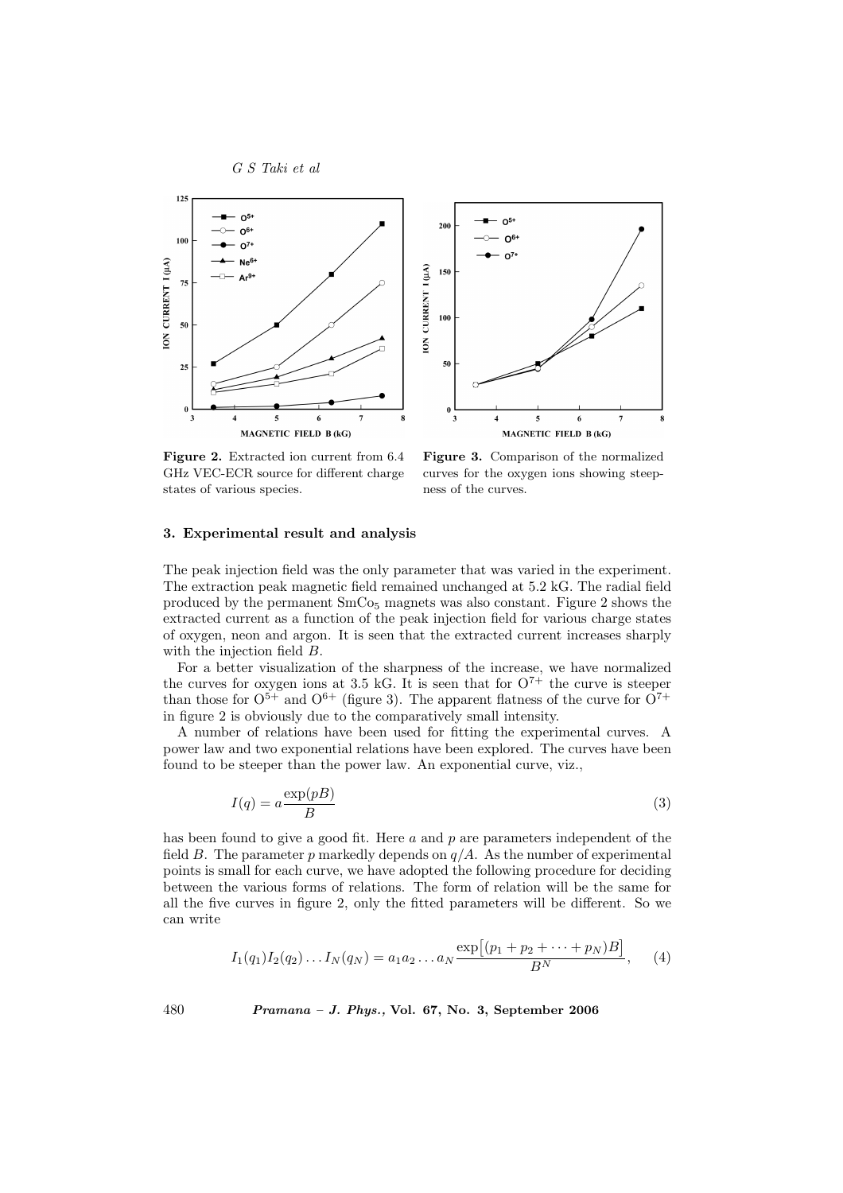**Figure 2.** Extracted ion current from 6.4 GHz VEC-ECR source for different charge states of various species.

**Figure 3.** Comparison of the normalized curves for the oxygen ions showing steepness of the curves.

### 3. Experimental result and analysis

The peak injection field was the only parameter that was varied in the experiment. The extraction peak magnetic field remained unchanged at 5.2 kG. The radial field produced by the permanent $SmCo_5$ magnets was also constant. Figure 2 shows the extracted current as a function of the peak injection field for various charge states of oxygen, neon and argon. It is seen that the extracted current increases sharply with the injection field $B$.

For a better visualization of the sharpness of the increase, we have normalized the curves for oxygen ions at 3.5 kG. It is seen that for $O^{7+}$ the curve is steeper than those for $O^{5+}$ and $O^{6+}$ (figure 3). The apparent flatness of the curve for $O^{7+}$ in figure 2 is obviously due to the comparatively small intensity.

A number of relations have been used for fitting the experimental curves. A power law and two exponential relations have been explored. The curves have been found to be steeper than the power law. An exponential curve, viz.,

$$I(q) = a\frac{\exp(pB)}{B} \tag{3}$$

has been found to give a good fit. Here $a$ and $p$ are parameters independent of the field $B$. The parameter $p$ markedly depends on $q/A$. As the number of experimental points is small for each curve, we have adopted the following procedure for deciding between the various forms of relations. The form of relation will be the same for all the five curves in figure 2, only the fitted parameters will be different. So we can write

$$I_1(q_1)I_2(q_2)\ldots I_N(q_N) = a_1a_2\ldots a_N\frac{\exp\left[(p_1+p_2+\cdots+p_N)B\right]}{B^N}, \tag{4}$$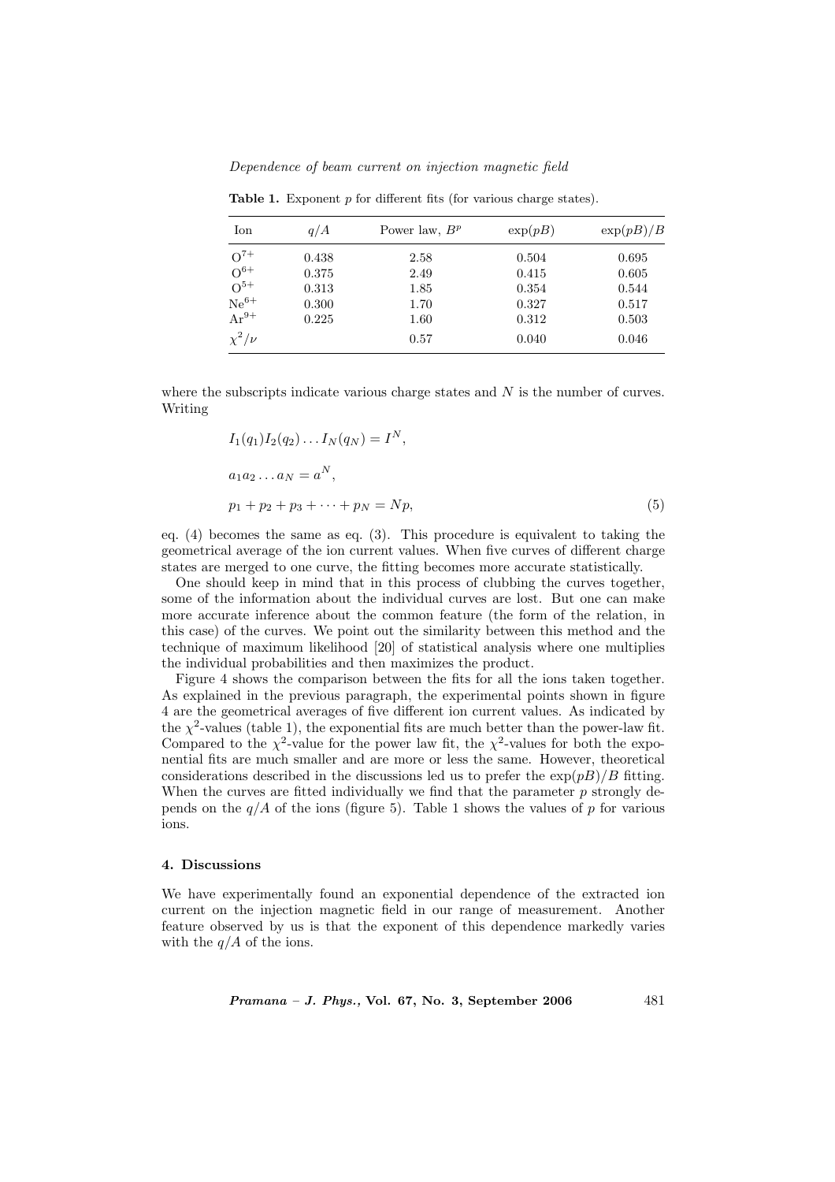**Table 1.** Exponent $p$ for different fits (for various charge states).

| Ion | $q/A$ | Power law, $B^p$ | $\exp(pB)$ | $\exp(pB)/B$ |
|---|---|---|---|---|
| $O^{7+}$ | 0.438 | 2.58 | 0.504 | 0.695 |
| $O^{6+}$ | 0.375 | 2.49 | 0.415 | 0.605 |
| $O^{5+}$ | 0.313 | 1.85 | 0.354 | 0.544 |
| $Ne^{6+}$ | 0.300 | 1.70 | 0.327 | 0.517 |
| $Ar^{9+}$ | 0.225 | 1.60 | 0.312 | 0.503 |
| $\chi^2/\nu$ | | 0.57 | 0.040 | 0.046 |

where the subscripts indicate various charge states and $N$ is the number of curves. Writing

$$I_1(q_1)I_2(q_2)\ldots I_N(q_N) = I^N,$$

$$a_1 a_2 \ldots a_N = a^N,$$

$$p_1 + p_2 + p_3 + \cdots + p_N = Np, \tag{5}$$

eq. (4) becomes the same as eq. (3). This procedure is equivalent to taking the geometrical average of the ion current values. When five curves of different charge states are merged to one curve, the fitting becomes more accurate statistically.

One should keep in mind that in this process of clubbing the curves together, some of the information about the individual curves are lost. But one can make more accurate inference about the common feature (the form of the relation, in this case) of the curves. We point out the similarity between this method and the technique of maximum likelihood [20] of statistical analysis where one multiplies the individual probabilities and then maximizes the product.

Figure 4 shows the comparison between the fits for all the ions taken together. As explained in the previous paragraph, the experimental points shown in figure 4 are the geometrical averages of five different ion current values. As indicated by the $\chi^2$-values (table 1), the exponential fits are much better than the power-law fit. Compared to the $\chi^2$-value for the power law fit, the $\chi^2$-values for both the exponential fits are much smaller and are more or less the same. However, theoretical considerations described in the discussions led us to prefer the $\exp(pB)/B$ fitting. When the curves are fitted individually we find that the parameter $p$ strongly depends on the $q/A$ of the ions (figure 5). Table 1 shows the values of $p$ for various ions.

## 4. Discussions

We have experimentally found an exponential dependence of the extracted ion current on the injection magnetic field in our range of measurement. Another feature observed by us is that the exponent of this dependence markedly varies with the $q/A$ of the ions.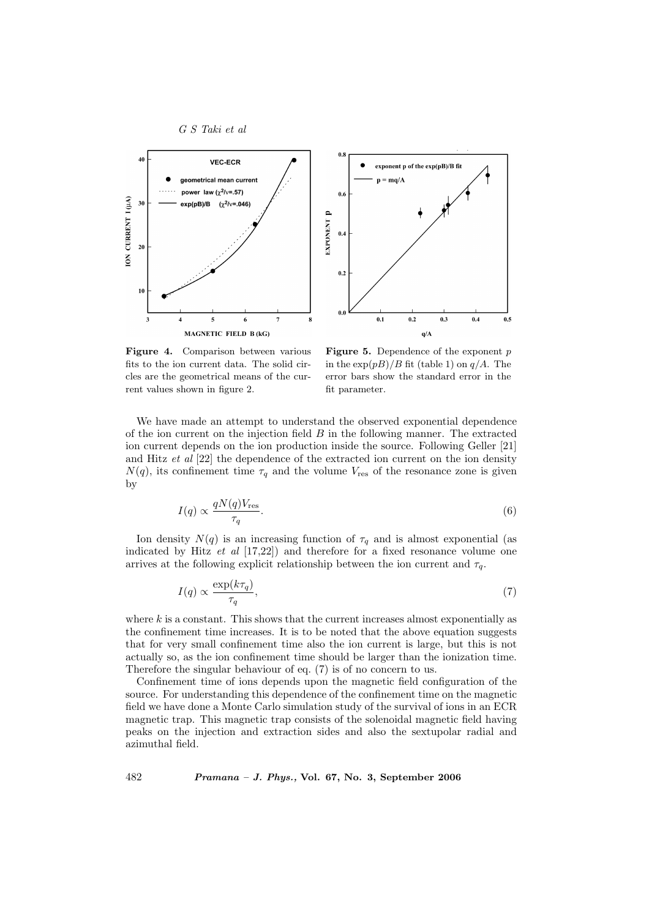**Figure 4.** Comparison between various fits to the ion current data. The solid circles are the geometrical means of the current values shown in figure 2.

**Figure 5.** Dependence of the exponent $p$ in the $\exp(pB)/B$ fit (table 1) on $q/A$. The error bars show the standard error in the fit parameter.

We have made an attempt to understand the observed exponential dependence of the ion current on the injection field $B$ in the following manner. The extracted ion current depends on the ion production inside the source. Following Geller [21] and Hitz *et al* [22] the dependence of the extracted ion current on the ion density $N(q)$, its confinement time $\tau_q$ and the volume $V_{\text{res}}$ of the resonance zone is given by

$$I(q) \propto \frac{qN(q)V_{\text{res}}}{\tau_q}. \tag{6}$$

Ion density $N(q)$ is an increasing function of $\tau_q$ and is almost exponential (as indicated by Hitz *et al* [17,22]) and therefore for a fixed resonance volume one arrives at the following explicit relationship between the ion current and $\tau_q$.

$$I(q) \propto \frac{\exp(k\tau_q)}{\tau_q}, \tag{7}$$

where $k$ is a constant. This shows that the current increases almost exponentially as the confinement time increases. It is to be noted that the above equation suggests that for very small confinement time also the ion current is large, but this is not actually so, as the ion confinement time should be larger than the ionization time. Therefore the singular behaviour of eq. (7) is of no concern to us.

Confinement time of ions depends upon the magnetic field configuration of the source. For understanding this dependence of the confinement time on the magnetic field we have done a Monte Carlo simulation study of the survival of ions in an ECR magnetic trap. This magnetic trap consists of the solenoidal magnetic field having peaks on the injection and extraction sides and also the sextupolar radial and azimuthal field.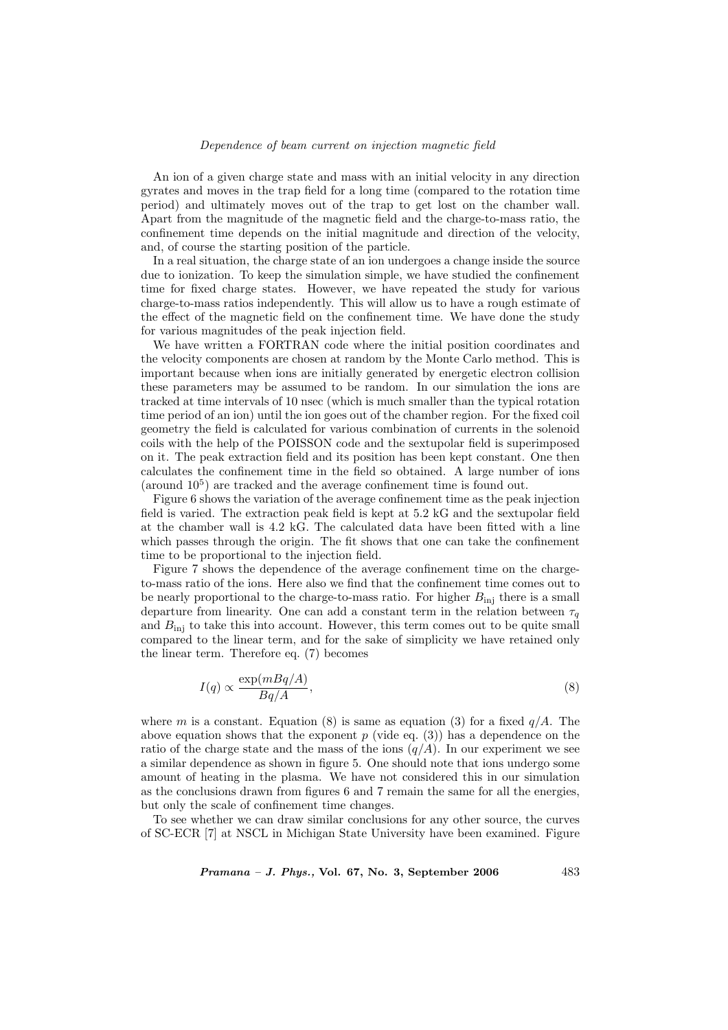An ion of a given charge state and mass with an initial velocity in any direction gyrates and moves in the trap field for a long time (compared to the rotation time period) and ultimately moves out of the trap to get lost on the chamber wall. Apart from the magnitude of the magnetic field and the charge-to-mass ratio, the confinement time depends on the initial magnitude and direction of the velocity, and, of course the starting position of the particle.

In a real situation, the charge state of an ion undergoes a change inside the source due to ionization. To keep the simulation simple, we have studied the confinement time for fixed charge states. However, we have repeated the study for various charge-to-mass ratios independently. This will allow us to have a rough estimate of the effect of the magnetic field on the confinement time. We have done the study for various magnitudes of the peak injection field.

We have written a FORTRAN code where the initial position coordinates and the velocity components are chosen at random by the Monte Carlo method. This is important because when ions are initially generated by energetic electron collision these parameters may be assumed to be random. In our simulation the ions are tracked at time intervals of 10 nsec (which is much smaller than the typical rotation time period of an ion) until the ion goes out of the chamber region. For the fixed coil geometry the field is calculated for various combination of currents in the solenoid coils with the help of the POISSON code and the sextupolar field is superimposed on it. The peak extraction field and its position has been kept constant. One then calculates the confinement time in the field so obtained. A large number of ions (around $10^5$) are tracked and the average confinement time is found out.

Figure 6 shows the variation of the average confinement time as the peak injection field is varied. The extraction peak field is kept at 5.2 kG and the sextupolar field at the chamber wall is 4.2 kG. The calculated data have been fitted with a line which passes through the origin. The fit shows that one can take the confinement time to be proportional to the injection field.

Figure 7 shows the dependence of the average confinement time on the charge-to-mass ratio of the ions. Here also we find that the confinement time comes out to be nearly proportional to the charge-to-mass ratio. For higher $B_{\text{inj}}$ there is a small departure from linearity. One can add a constant term in the relation between $\tau_q$ and $B_{\text{inj}}$ to take this into account. However, this term comes out to be quite small compared to the linear term, and for the sake of simplicity we have retained only the linear term. Therefore eq. (7) becomes

$$I(q) \propto \frac{\exp(mBq/A)}{Bq/A}, \tag{8}$$

where $m$ is a constant. Equation (8) is same as equation (3) for a fixed $q/A$. The above equation shows that the exponent $p$ (vide eq. (3)) has a dependence on the ratio of the charge state and the mass of the ions ($q/A$). In our experiment we see a similar dependence as shown in figure 5. One should note that ions undergo some amount of heating in the plasma. We have not considered this in our simulation as the conclusions drawn from figures 6 and 7 remain the same for all the energies, but only the scale of confinement time changes.

To see whether we can draw similar conclusions for any other source, the curves of SC-ECR [7] at NSCL in Michigan State University have been examined. Figure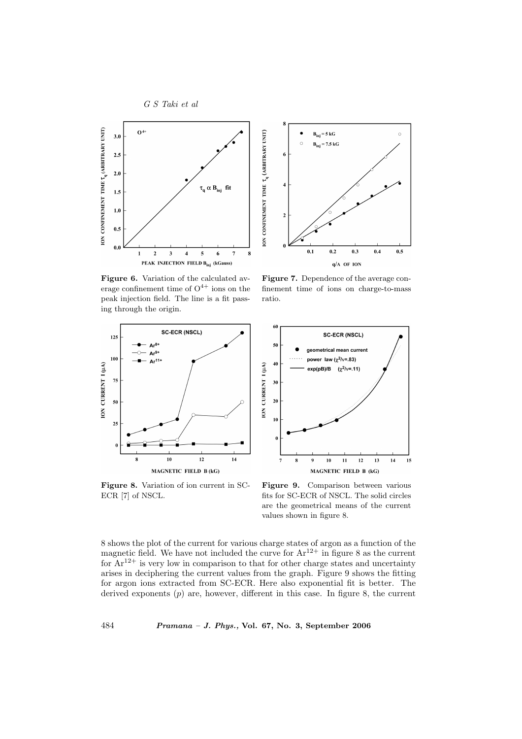**Figure 6.** Variation of the calculated average confinement time of $O^{4+}$ ions on the peak injection field. The line is a fit passing through the origin.

**Figure 7.** Dependence of the average confinement time of ions on charge-to-mass ratio.

**Figure 8.** Variation of ion current in SC-ECR [7] of NSCL.

**Figure 9.** Comparison between various fits for SC-ECR of NSCL. The solid circles are the geometrical means of the current values shown in figure 8.

8 shows the plot of the current for various charge states of argon as a function of the magnetic field. We have not included the curve for $Ar^{12+}$ in figure 8 as the current for $Ar^{12+}$ is very low in comparison to that for other charge states and uncertainty arises in deciphering the current values from the graph. Figure 9 shows the fitting for argon ions extracted from SC-ECR. Here also exponential fit is better. The derived exponents ($p$) are, however, different in this case. In figure 8, the current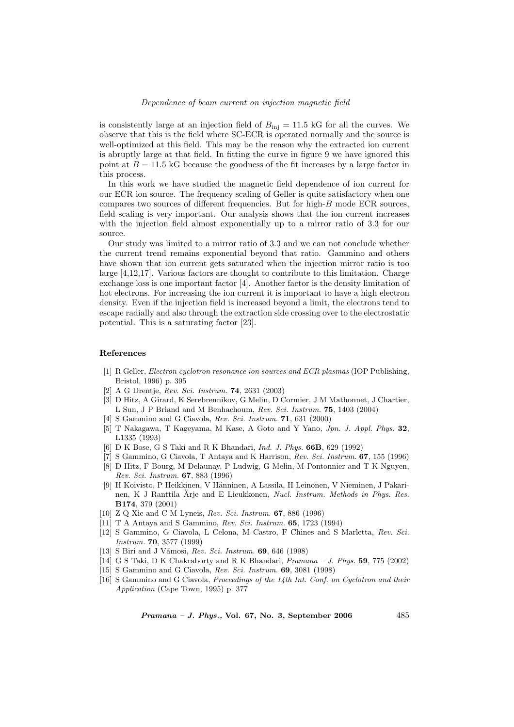is consistently large at an injection field of $B_{\rm inj} = 11.5$ kG for all the curves. We observe that this is the field where SC-ECR is operated normally and the source is well-optimized at this field. This may be the reason why the extracted ion current is abruptly large at that field. In fitting the curve in figure 9 we have ignored this point at $B = 11.5$ kG because the goodness of the fit increases by a large factor in this process.

In this work we have studied the magnetic field dependence of ion current for our ECR ion source. The frequency scaling of Geller is quite satisfactory when one compares two sources of different frequencies. But for high-$B$ mode ECR sources, field scaling is very important. Our analysis shows that the ion current increases with the injection field almost exponentially up to a mirror ratio of 3.3 for our source.

Our study was limited to a mirror ratio of 3.3 and we can not conclude whether the current trend remains exponential beyond that ratio. Gammino and others have shown that ion current gets saturated when the injection mirror ratio is too large [4,12,17]. Various factors are thought to contribute to this limitation. Charge exchange loss is one important factor [4]. Another factor is the density limitation of hot electrons. For increasing the ion current it is important to have a high electron density. Even if the injection field is increased beyond a limit, the electrons tend to escape radially and also through the extraction side crossing over to the electrostatic potential. This is a saturating factor [23].

## References

[1] R Geller, *Electron cyclotron resonance ion sources and ECR plasmas* (IOP Publishing, Bristol, 1996) p. 395

[2] A G Drentje, *Rev. Sci. Instrum.* **74**, 2631 (2003)

[3] D Hitz, A Girard, K Serebrennikov, G Melin, D Cormier, J M Mathonnet, J Chartier, L Sun, J P Briand and M Benhachoum, *Rev. Sci. Instrum.* **75**, 1403 (2004)

[4] S Gammino and G Ciavola, *Rev. Sci. Instrum.* **71**, 631 (2000)

[5] T Nakagawa, T Kageyama, M Kase, A Goto and Y Yano, *Jpn. J. Appl. Phys.* **32**, L1335 (1993)

[6] D K Bose, G S Taki and R K Bhandari, *Ind. J. Phys.* **66B**, 629 (1992)

[7] S Gammino, G Ciavola, T Antaya and K Harrison, *Rev. Sci. Instrum.* **67**, 155 (1996)

[8] D Hitz, F Bourg, M Delaunay, P Ludwig, G Melin, M Pontonnier and T K Nguyen, *Rev. Sci. Instrum.* **67**, 883 (1996)

[9] H Koivisto, P Heikkinen, V Hänninen, A Lassila, H Leinonen, V Nieminen, J Pakarinen, K J Ranttila Ärje and E Lieukkonen, *Nucl. Instrum. Methods in Phys. Res.* **B174**, 379 (2001)

[10] Z Q Xie and C M Lyneis, *Rev. Sci. Instrum.* **67**, 886 (1996)

[11] T A Antaya and S Gammino, *Rev. Sci. Instrum.* **65**, 1723 (1994)

[12] S Gammino, G Ciavola, L Celona, M Castro, F Chines and S Marletta, *Rev. Sci. Instrum.* **70**, 3577 (1999)

[13] S Biri and J Vámosi, *Rev. Sci. Instrum.* **69**, 646 (1998)

[14] G S Taki, D K Chakraborty and R K Bhandari, *Pramana – J. Phys.* **59**, 775 (2002)

[15] S Gammino and G Ciavola, *Rev. Sci. Instrum.* **69**, 3081 (1998)

[16] S Gammino and G Ciavola, *Proceedings of the 14th Int. Conf. on Cyclotron and their Application* (Cape Town, 1995) p. 377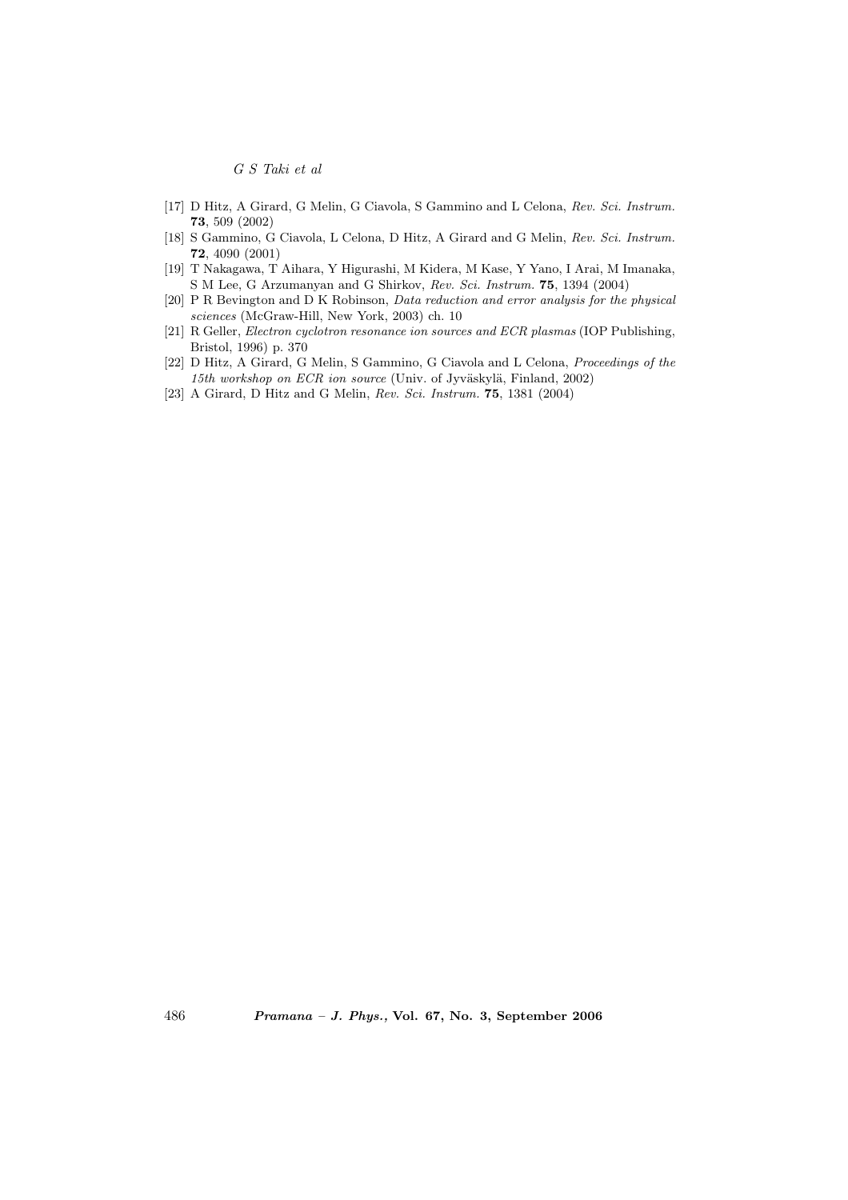[17] D Hitz, A Girard, G Melin, G Ciavola, S Gammino and L Celona, *Rev. Sci. Instrum.* **73**, 509 (2002)

[18] S Gammino, G Ciavola, L Celona, D Hitz, A Girard and G Melin, *Rev. Sci. Instrum.* **72**, 4090 (2001)

[19] T Nakagawa, T Aihara, Y Higurashi, M Kidera, M Kase, Y Yano, I Arai, M Imanaka, S M Lee, G Arzumanyan and G Shirkov, *Rev. Sci. Instrum.* **75**, 1394 (2004)

[20] P R Bevington and D K Robinson, *Data reduction and error analysis for the physical sciences* (McGraw-Hill, New York, 2003) ch. 10

[21] R Geller, *Electron cyclotron resonance ion sources and ECR plasmas* (IOP Publishing, Bristol, 1996) p. 370

[22] D Hitz, A Girard, G Melin, S Gammino, G Ciavola and L Celona, *Proceedings of the 15th workshop on ECR ion source* (Univ. of Jyväskylä, Finland, 2002)

[23] A Girard, D Hitz and G Melin, *Rev. Sci. Instrum.* **75**, 1381 (2004)